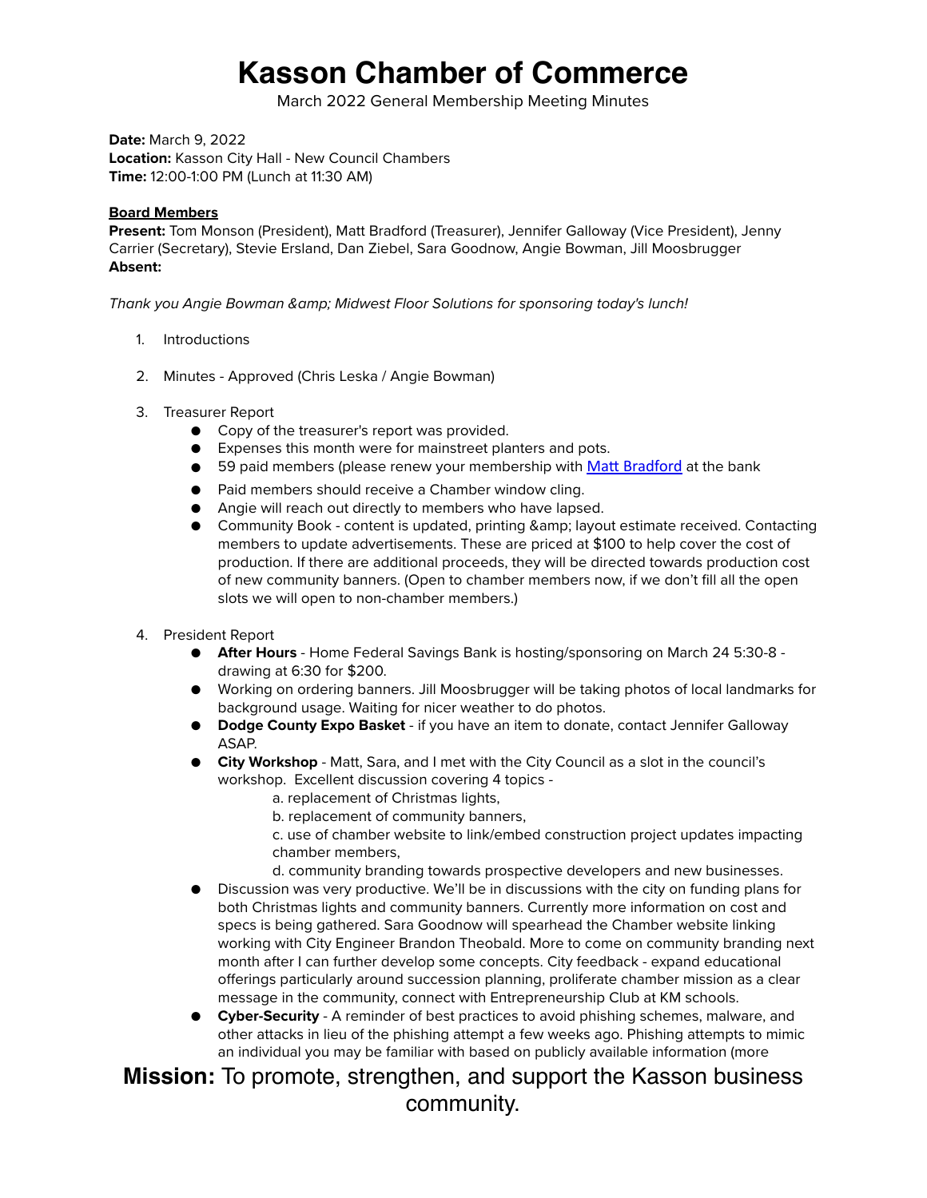# Kasson Chamber of Commerce

March 2022 General Membership Meeting Minutes

**Date:** March 9, 2022
**Location:** Kasson City Hall - New Council Chambers
**Time:** 12:00-1:00 PM (Lunch at 11:30 AM)

**Board Members**
**Present:** Tom Monson (President), Matt Bradford (Treasurer), Jennifer Galloway (Vice President), Jenny Carrier (Secretary), Stevie Ersland, Dan Ziebel, Sara Goodnow, Angie Bowman, Jill Moosbrugger
**Absent:**

*Thank you Angie Bowman &amp; Midwest Floor Solutions for sponsoring today's lunch!*

1. Introductions

2. Minutes - Approved (Chris Leska / Angie Bowman)

3. Treasurer Report
   - Copy of the treasurer's report was provided.
   - Expenses this month were for mainstreet planters and pots.
   - 59 paid members (please renew your membership with Matt Bradford at the bank
   - Paid members should receive a Chamber window cling.
   - Angie will reach out directly to members who have lapsed.
   - Community Book - content is updated, printing &amp; layout estimate received. Contacting members to update advertisements. These are priced at $100 to help cover the cost of production. If there are additional proceeds, they will be directed towards production cost of new community banners. (Open to chamber members now, if we don't fill all the open slots we will open to non-chamber members.)

4. President Report
   - **After Hours** - Home Federal Savings Bank is hosting/sponsoring on March 24 5:30-8 - drawing at 6:30 for $200.
   - Working on ordering banners. Jill Moosbrugger will be taking photos of local landmarks for background usage. Waiting for nicer weather to do photos.
   - **Dodge County Expo Basket** - if you have an item to donate, contact Jennifer Galloway ASAP.
   - **City Workshop** - Matt, Sara, and I met with the City Council as a slot in the council's workshop. Excellent discussion covering 4 topics -
     - a. replacement of Christmas lights,
     - b. replacement of community banners,
     - c. use of chamber website to link/embed construction project updates impacting chamber members,
     - d. community branding towards prospective developers and new businesses.
   - Discussion was very productive. We'll be in discussions with the city on funding plans for both Christmas lights and community banners. Currently more information on cost and specs is being gathered. Sara Goodnow will spearhead the Chamber website linking working with City Engineer Brandon Theobald. More to come on community branding next month after I can further develop some concepts. City feedback - expand educational offerings particularly around succession planning, proliferate chamber mission as a clear message in the community, connect with Entrepreneurship Club at KM schools.
   - **Cyber-Security** - A reminder of best practices to avoid phishing schemes, malware, and other attacks in lieu of the phishing attempt a few weeks ago. Phishing attempts to mimic an individual you may be familiar with based on publicly available information (more

**Mission:** To promote, strengthen, and support the Kasson business community.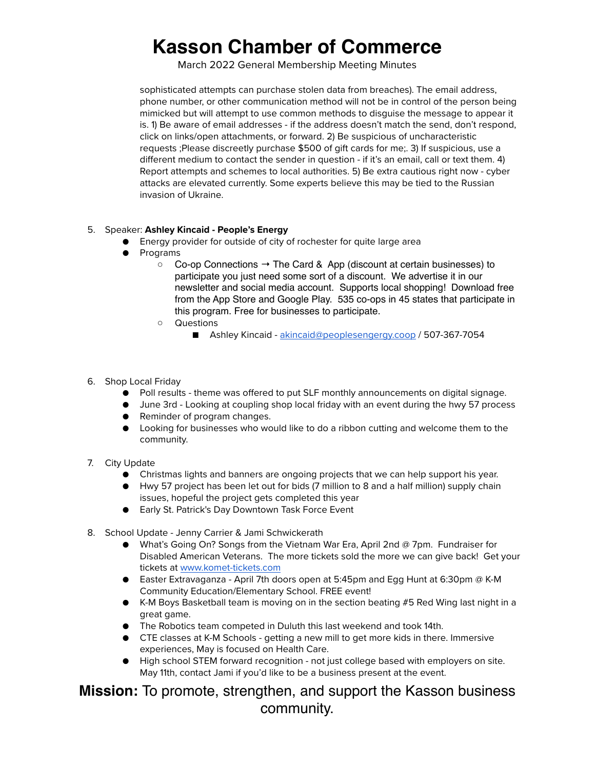sophisticated attempts can purchase stolen data from breaches). The email address, phone number, or other communication method will not be in control of the person being mimicked but will attempt to use common methods to disguise the message to appear it is. 1) Be aware of email addresses - if the address doesn't match the send, don't respond, click on links/open attachments, or forward. 2) Be suspicious of uncharacteristic requests ;Please discreetly purchase $500 of gift cards for me;. 3) If suspicious, use a different medium to contact the sender in question - if it's an email, call or text them. 4) Report attempts and schemes to local authorities. 5) Be extra cautious right now - cyber attacks are elevated currently. Some experts believe this may be tied to the Russian invasion of Ukraine.

5. Speaker: **Ashley Kincaid - People's Energy**
   - Energy provider for outside of city of rochester for quite large area
   - Programs
     - Co-op Connections → The Card & App (discount at certain businesses) to participate you just need some sort of a discount. We advertise it in our newsletter and social media account. Supports local shopping! Download free from the App Store and Google Play. 535 co-ops in 45 states that participate in this program. Free for businesses to participate.
     - Questions
       - Ashley Kincaid - akincaid@peoplesengergy.coop / 507-367-7054

6. Shop Local Friday
   - Poll results - theme was offered to put SLF monthly announcements on digital signage.
   - June 3rd - Looking at coupling shop local friday with an event during the hwy 57 process
   - Reminder of program changes.
   - Looking for businesses who would like to do a ribbon cutting and welcome them to the community.

7. City Update
   - Christmas lights and banners are ongoing projects that we can help support his year.
   - Hwy 57 project has been let out for bids (7 million to 8 and a half million) supply chain issues, hopeful the project gets completed this year
   - Early St. Patrick's Day Downtown Task Force Event

8. School Update - Jenny Carrier & Jami Schwickerath
   - What's Going On? Songs from the Vietnam War Era, April 2nd @ 7pm. Fundraiser for Disabled American Veterans. The more tickets sold the more we can give back! Get your tickets at www.komet-tickets.com
   - Easter Extravaganza - April 7th doors open at 5:45pm and Egg Hunt at 6:30pm @ K-M Community Education/Elementary School. FREE event!
   - K-M Boys Basketball team is moving on in the section beating #5 Red Wing last night in a great game.
   - The Robotics team competed in Duluth this last weekend and took 14th.
   - CTE classes at K-M Schools - getting a new mill to get more kids in there. Immersive experiences, May is focused on Health Care.
   - High school STEM forward recognition - not just college based with employers on site. May 11th, contact Jami if you'd like to be a business present at the event.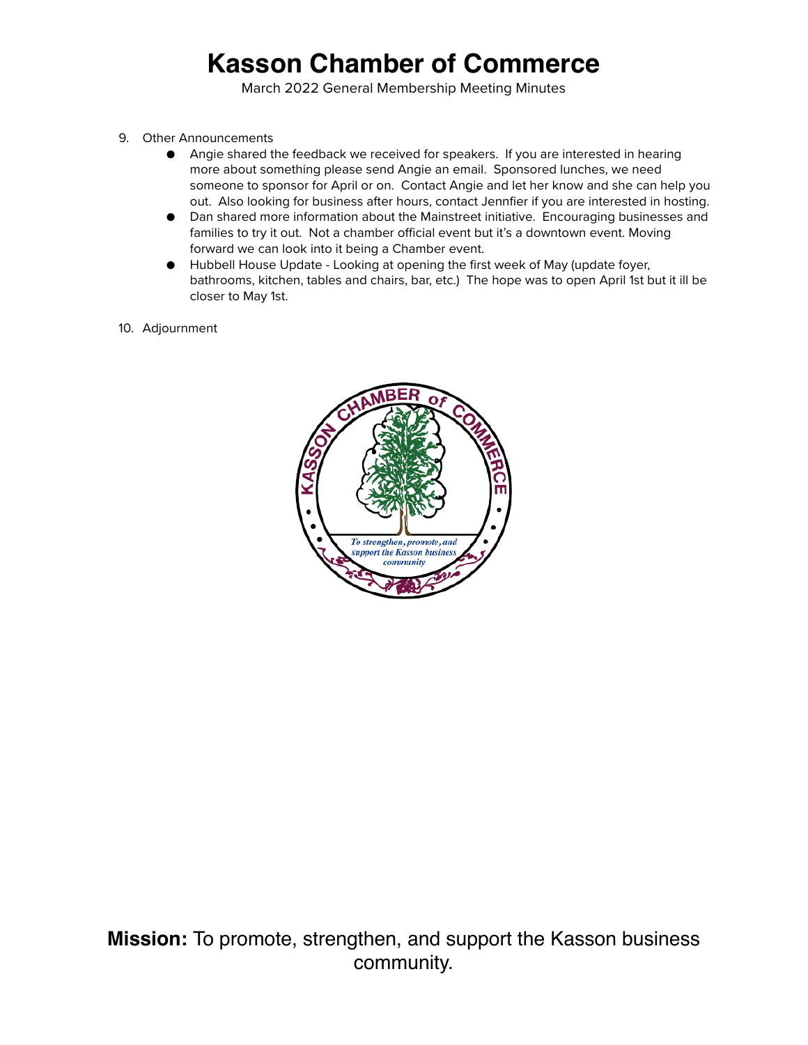# Kasson Chamber of Commerce

March 2022 General Membership Meeting Minutes

9. Other Announcements
   - Angie shared the feedback we received for speakers. If you are interested in hearing more about something please send Angie an email. Sponsored lunches, we need someone to sponsor for April or on. Contact Angie and let her know and she can help you out. Also looking for business after hours, contact Jennfier if you are interested in hosting.
   - Dan shared more information about the Mainstreet initiative. Encouraging businesses and families to try it out. Not a chamber official event but it's a downtown event. Moving forward we can look into it being a Chamber event.
   - Hubbell House Update - Looking at opening the first week of May (update foyer, bathrooms, kitchen, tables and chairs, bar, etc.) The hope was to open April 1st but it ill be closer to May 1st.

10. Adjournment

**Mission:** To promote, strengthen, and support the Kasson business community.